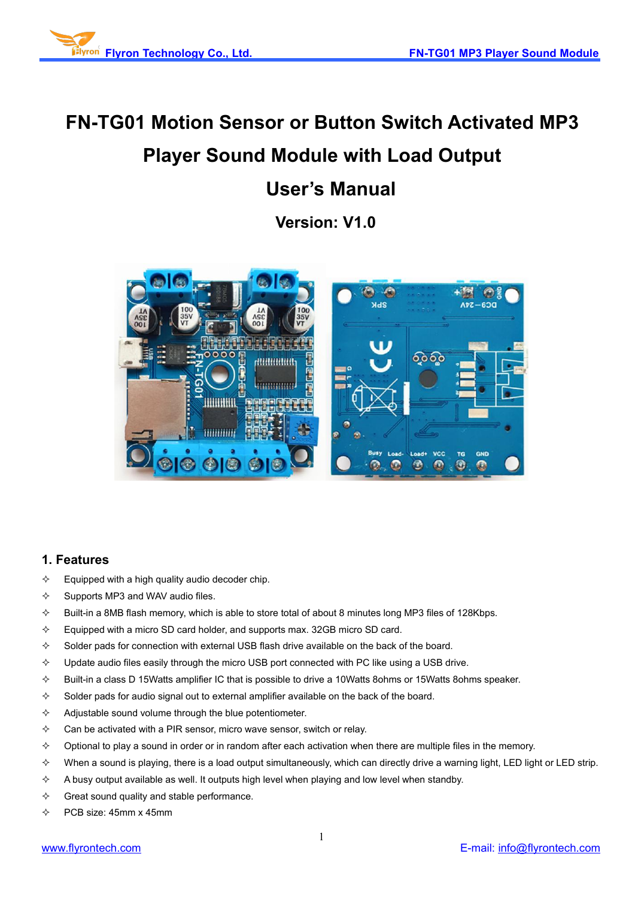# FN-TG01 Motion Sensor or Button Switch Activated MP3 Player Sound Module with Load Output

# User's Manual

### Version: V1.0

## 1. Features

- Equipped with a high quality audio decoder chip.
- Supports MP3 and WAV audio files.
- Built-in a 8MB flash memory, which is able to store total of about 8 minutes long MP3 files of 128Kbps.
- Equipped with a micro SD card holder, and supports max. 32GB micro SD card.
- Solder pads for connection with external USB flash drive available on the back of the board.
- Update audio files easily through the micro USB port connected with PC like using a USB drive.
- Built-in a class D 15Watts amplifier IC that is possible to drive a 10Watts 8ohms or 15Watts 8ohms speaker.
- Solder pads for audio signal out to external amplifier available on the back of the board.
- Adjustable sound volume through the blue potentiometer.
- Can be activated with a PIR sensor, micro wave sensor, switch or relay.
- Optional to play a sound in order or in random after each activation when there are multiple files in the memory.
- When a sound is playing, there is a load output simultaneously, which can directly drive a warning light, LED light or LED strip.
- A busy output available as well. It outputs high level when playing and low level when standby.
- Great sound quality and stable performance.
- PCB size: 45mm x 45mm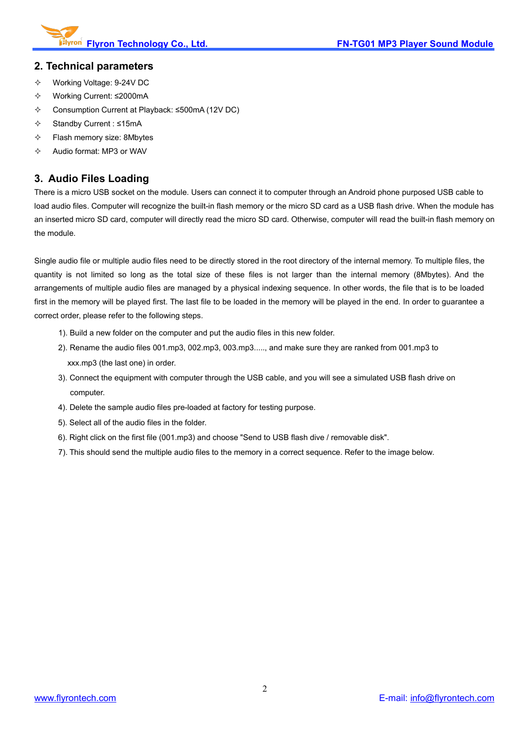## 2. Technical parameters

- ✧ Working Voltage: 9-24V DC
- ✧ Working Current: ≤2000mA
- ✧ Consumption Current at Playback: ≤500mA (12V DC)
- ✧ Standby Current : ≤15mA
- ✧ Flash memory size: 8Mbytes
- ✧ Audio format: MP3 or WAV

## 3. Audio Files Loading

There is a micro USB socket on the module. Users can connect it to computer through an Android phone purposed USB cable to load audio files. Computer will recognize the built-in flash memory or the micro SD card as a USB flash drive. When the module has an inserted micro SD card, computer will directly read the micro SD card. Otherwise, computer will read the built-in flash memory on the module.

Single audio file or multiple audio files need to be directly stored in the root directory of the internal memory. To multiple files, the quantity is not limited so long as the total size of these files is not larger than the internal memory (8Mbytes). And the arrangements of multiple audio files are managed by a physical indexing sequence. In other words, the file that is to be loaded first in the memory will be played first. The last file to be loaded in the memory will be played in the end. In order to guarantee a correct order, please refer to the following steps.

1). Build a new folder on the computer and put the audio files in this new folder.

2). Rename the audio files 001.mp3, 002.mp3, 003.mp3....., and make sure they are ranked from 001.mp3 to xxx.mp3 (the last one) in order.

3). Connect the equipment with computer through the USB cable, and you will see a simulated USB flash drive on computer.

4). Delete the sample audio files pre-loaded at factory for testing purpose.

5). Select all of the audio files in the folder.

6). Right click on the first file (001.mp3) and choose "Send to USB flash dive / removable disk".

7). This should send the multiple audio files to the memory in a correct sequence. Refer to the image below.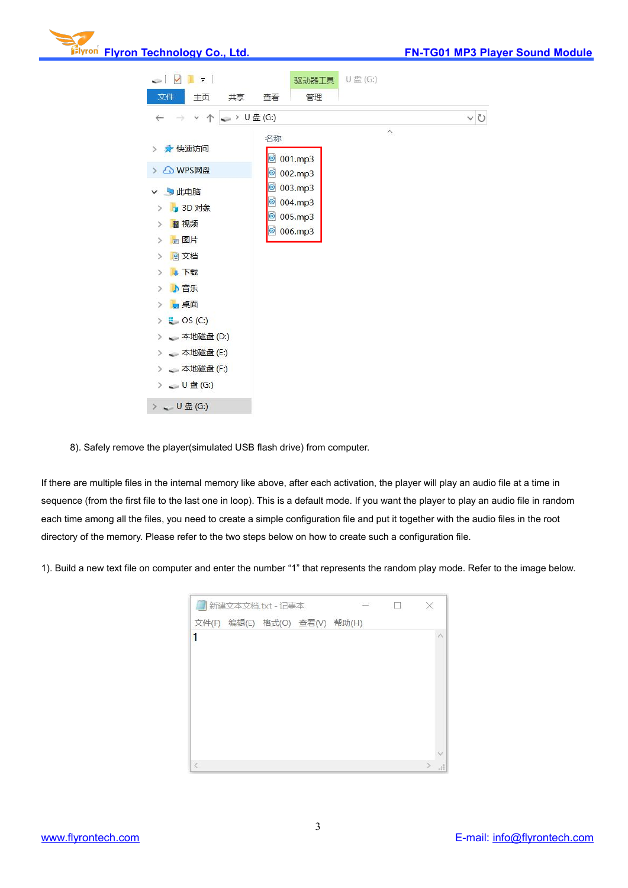8). Safely remove the player(simulated USB flash drive) from computer.

If there are multiple files in the internal memory like above, after each activation, the player will play an audio file at a time in sequence (from the first file to the last one in loop). This is a default mode. If you want the player to play an audio file in random each time among all the files, you need to create a simple configuration file and put it together with the audio files in the root directory of the memory. Please refer to the two steps below on how to create such a configuration file.

1). Build a new text file on computer and enter the number “1” that represents the random play mode. Refer to the image below.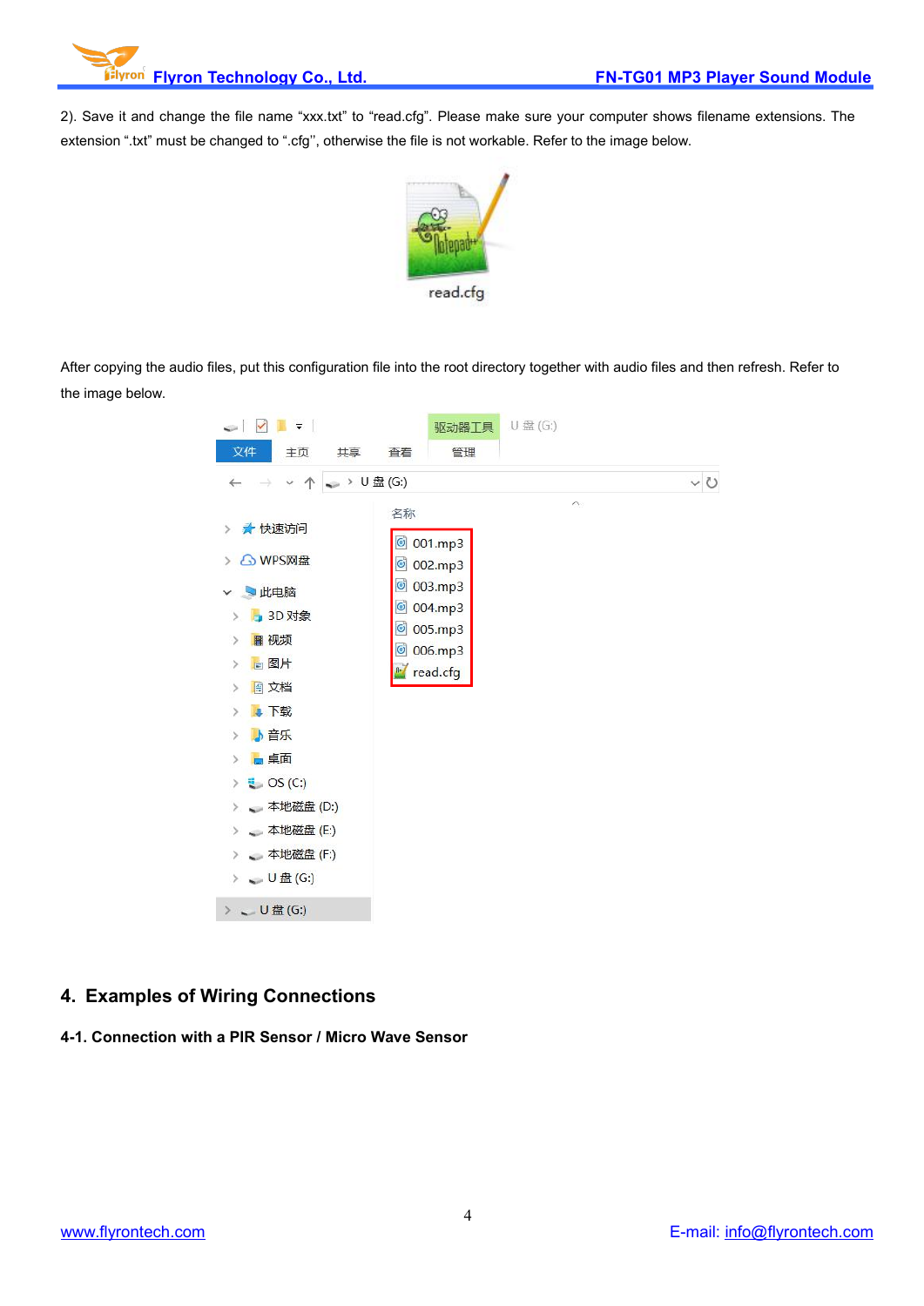2). Save it and change the file name “xxx.txt” to “read.cfg”. Please make sure your computer shows filename extensions. The extension “.txt” must be changed to “.cfg’’, otherwise the file is not workable. Refer to the image below.

After copying the audio files, put this configuration file into the root directory together with audio files and then refresh. Refer to the image below.

## 4. Examples of Wiring Connections

### 4-1. Connection with a PIR Sensor / Micro Wave Sensor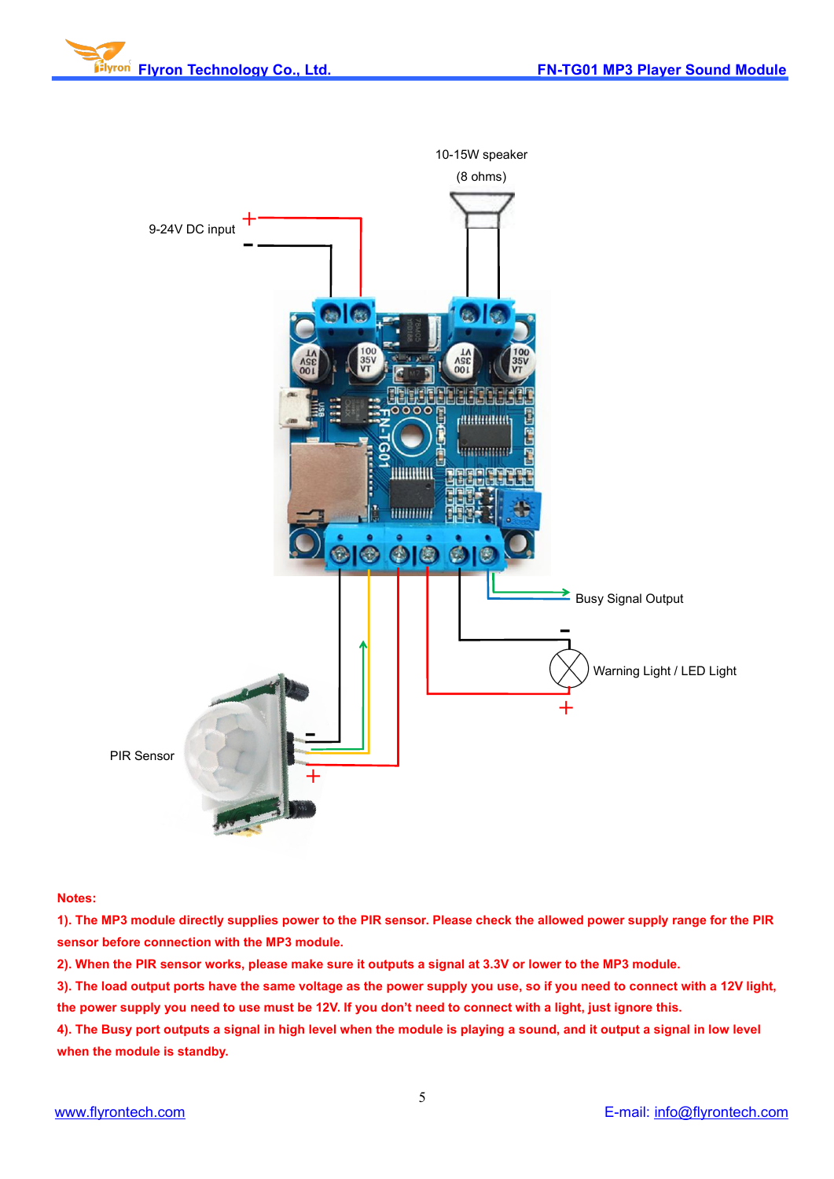9-24V DC input

10-15W speaker

(8 ohms)

Busy Signal Output

Warning Light / LED Light

PIR Sensor

**Notes:**

**1). The MP3 module directly supplies power to the PIR sensor. Please check the allowed power supply range for the PIR sensor before connection with the MP3 module.**

**2). When the PIR sensor works, please make sure it outputs a signal at 3.3V or lower to the MP3 module.**

**3). The load output ports have the same voltage as the power supply you use, so if you need to connect with a 12V light, the power supply you need to use must be 12V. If you don't need to connect with a light, just ignore this.**

**4). The Busy port outputs a signal in high level when the module is playing a sound, and it output a signal in low level when the module is standby.**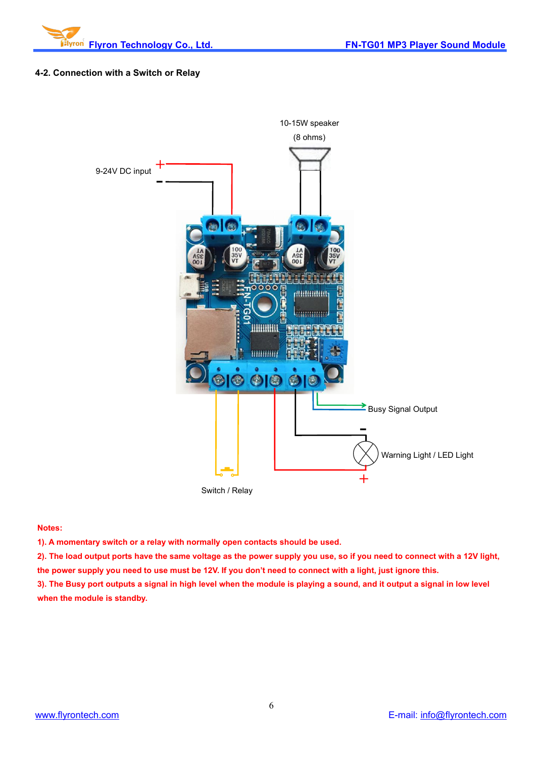## 4-2. Connection with a Switch or Relay

10-15W speaker

(8 ohms)

9-24V DC input

Busy Signal Output

Warning Light / LED Light

Switch / Relay

**Notes:**

**1). A momentary switch or a relay with normally open contacts should be used.**

**2). The load output ports have the same voltage as the power supply you use, so if you need to connect with a 12V light, the power supply you need to use must be 12V. If you don't need to connect with a light, just ignore this.**

**3). The Busy port outputs a signal in high level when the module is playing a sound, and it output a signal in low level when the module is standby.**